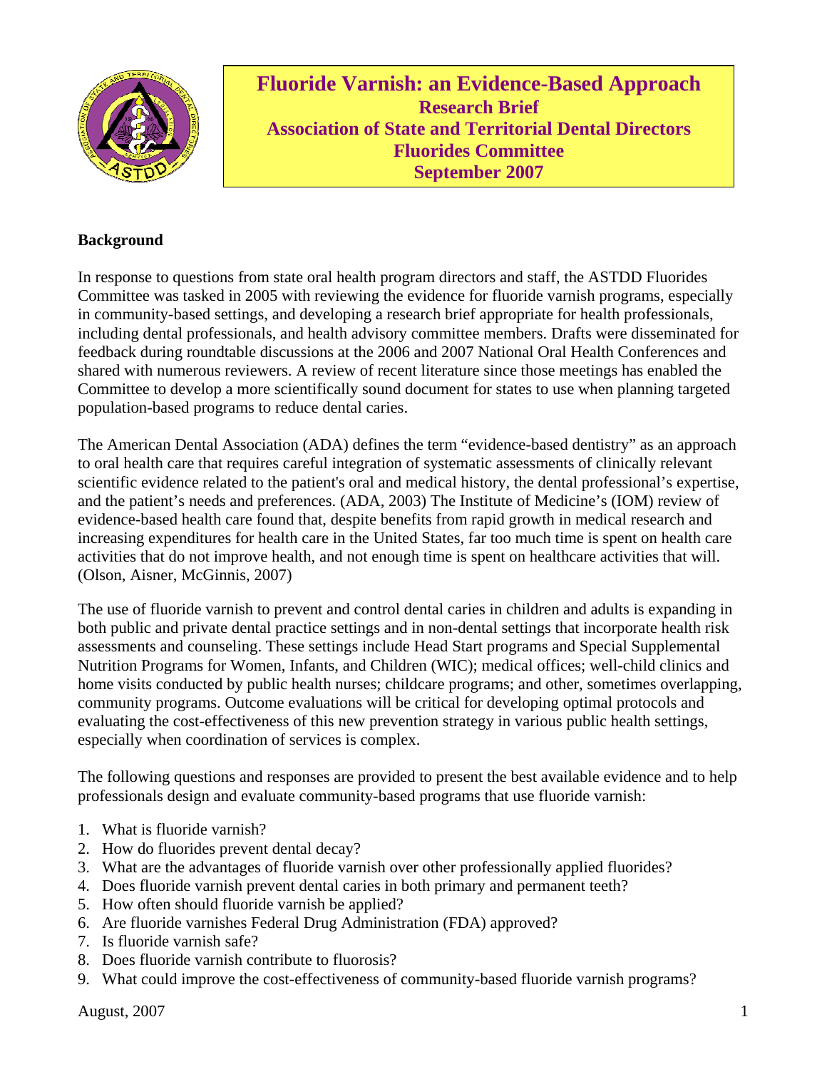# Fluoride Varnish: an Evidence-Based Approach

**Research Brief**
**Association of State and Territorial Dental Directors**
**Fluorides Committee**
**September 2007**

## Background

In response to questions from state oral health program directors and staff, the ASTDD Fluorides Committee was tasked in 2005 with reviewing the evidence for fluoride varnish programs, especially in community-based settings, and developing a research brief appropriate for health professionals, including dental professionals, and health advisory committee members. Drafts were disseminated for feedback during roundtable discussions at the 2006 and 2007 National Oral Health Conferences and shared with numerous reviewers. A review of recent literature since those meetings has enabled the Committee to develop a more scientifically sound document for states to use when planning targeted population-based programs to reduce dental caries.

The American Dental Association (ADA) defines the term "evidence-based dentistry" as an approach to oral health care that requires careful integration of systematic assessments of clinically relevant scientific evidence related to the patient's oral and medical history, the dental professional's expertise, and the patient's needs and preferences. (ADA, 2003) The Institute of Medicine's (IOM) review of evidence-based health care found that, despite benefits from rapid growth in medical research and increasing expenditures for health care in the United States, far too much time is spent on health care activities that do not improve health, and not enough time is spent on healthcare activities that will. (Olson, Aisner, McGinnis, 2007)

The use of fluoride varnish to prevent and control dental caries in children and adults is expanding in both public and private dental practice settings and in non-dental settings that incorporate health risk assessments and counseling. These settings include Head Start programs and Special Supplemental Nutrition Programs for Women, Infants, and Children (WIC); medical offices; well-child clinics and home visits conducted by public health nurses; childcare programs; and other, sometimes overlapping, community programs. Outcome evaluations will be critical for developing optimal protocols and evaluating the cost-effectiveness of this new prevention strategy in various public health settings, especially when coordination of services is complex.

The following questions and responses are provided to present the best available evidence and to help professionals design and evaluate community-based programs that use fluoride varnish:

1. What is fluoride varnish?
2. How do fluorides prevent dental decay?
3. What are the advantages of fluoride varnish over other professionally applied fluorides?
4. Does fluoride varnish prevent dental caries in both primary and permanent teeth?
5. How often should fluoride varnish be applied?
6. Are fluoride varnishes Federal Drug Administration (FDA) approved?
7. Is fluoride varnish safe?
8. Does fluoride varnish contribute to fluorosis?
9. What could improve the cost-effectiveness of community-based fluoride varnish programs?

August, 2007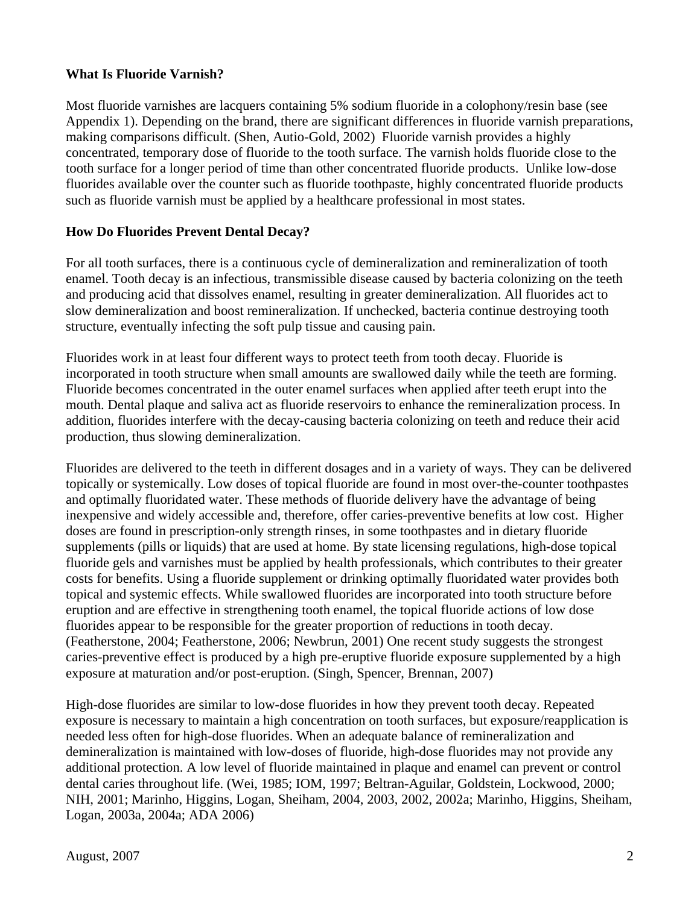**What Is Fluoride Varnish?**

Most fluoride varnishes are lacquers containing 5% sodium fluoride in a colophony/resin base (see Appendix 1). Depending on the brand, there are significant differences in fluoride varnish preparations, making comparisons difficult. (Shen, Autio-Gold, 2002) Fluoride varnish provides a highly concentrated, temporary dose of fluoride to the tooth surface. The varnish holds fluoride close to the tooth surface for a longer period of time than other concentrated fluoride products. Unlike low-dose fluorides available over the counter such as fluoride toothpaste, highly concentrated fluoride products such as fluoride varnish must be applied by a healthcare professional in most states.

**How Do Fluorides Prevent Dental Decay?**

For all tooth surfaces, there is a continuous cycle of demineralization and remineralization of tooth enamel. Tooth decay is an infectious, transmissible disease caused by bacteria colonizing on the teeth and producing acid that dissolves enamel, resulting in greater demineralization. All fluorides act to slow demineralization and boost remineralization. If unchecked, bacteria continue destroying tooth structure, eventually infecting the soft pulp tissue and causing pain.

Fluorides work in at least four different ways to protect teeth from tooth decay. Fluoride is incorporated in tooth structure when small amounts are swallowed daily while the teeth are forming. Fluoride becomes concentrated in the outer enamel surfaces when applied after teeth erupt into the mouth. Dental plaque and saliva act as fluoride reservoirs to enhance the remineralization process. In addition, fluorides interfere with the decay-causing bacteria colonizing on teeth and reduce their acid production, thus slowing demineralization.

Fluorides are delivered to the teeth in different dosages and in a variety of ways. They can be delivered topically or systemically. Low doses of topical fluoride are found in most over-the-counter toothpastes and optimally fluoridated water. These methods of fluoride delivery have the advantage of being inexpensive and widely accessible and, therefore, offer caries-preventive benefits at low cost. Higher doses are found in prescription-only strength rinses, in some toothpastes and in dietary fluoride supplements (pills or liquids) that are used at home. By state licensing regulations, high-dose topical fluoride gels and varnishes must be applied by health professionals, which contributes to their greater costs for benefits. Using a fluoride supplement or drinking optimally fluoridated water provides both topical and systemic effects. While swallowed fluorides are incorporated into tooth structure before eruption and are effective in strengthening tooth enamel, the topical fluoride actions of low dose fluorides appear to be responsible for the greater proportion of reductions in tooth decay. (Featherstone, 2004; Featherstone, 2006; Newbrun, 2001) One recent study suggests the strongest caries-preventive effect is produced by a high pre-eruptive fluoride exposure supplemented by a high exposure at maturation and/or post-eruption. (Singh, Spencer, Brennan, 2007)

High-dose fluorides are similar to low-dose fluorides in how they prevent tooth decay. Repeated exposure is necessary to maintain a high concentration on tooth surfaces, but exposure/reapplication is needed less often for high-dose fluorides. When an adequate balance of remineralization and demineralization is maintained with low-doses of fluoride, high-dose fluorides may not provide any additional protection. A low level of fluoride maintained in plaque and enamel can prevent or control dental caries throughout life. (Wei, 1985; IOM, 1997; Beltran-Aguilar, Goldstein, Lockwood, 2000; NIH, 2001; Marinho, Higgins, Logan, Sheiham, 2004, 2003, 2002, 2002a; Marinho, Higgins, Sheiham, Logan, 2003a, 2004a; ADA 2006)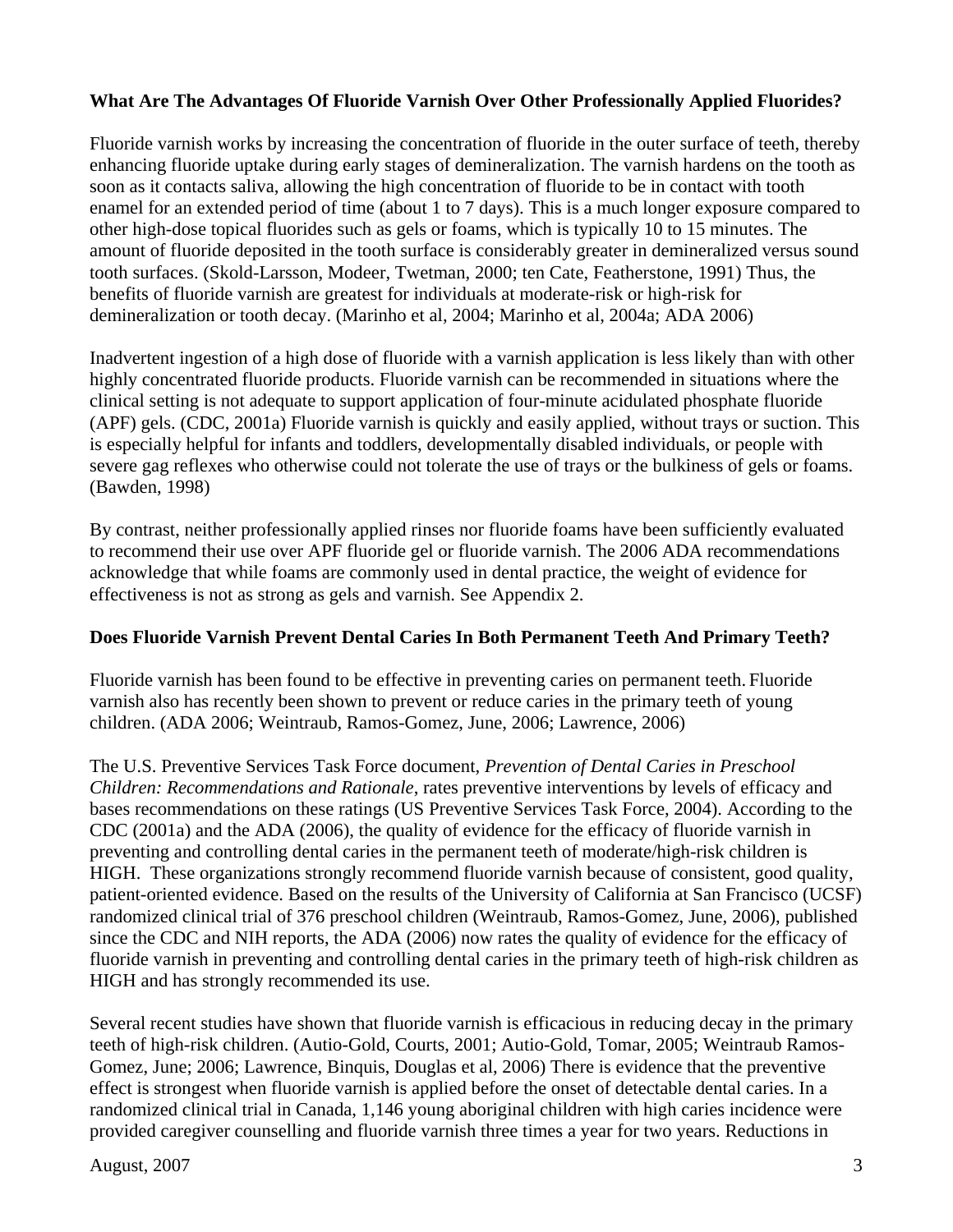**What Are The Advantages Of Fluoride Varnish Over Other Professionally Applied Fluorides?**

Fluoride varnish works by increasing the concentration of fluoride in the outer surface of teeth, thereby enhancing fluoride uptake during early stages of demineralization. The varnish hardens on the tooth as soon as it contacts saliva, allowing the high concentration of fluoride to be in contact with tooth enamel for an extended period of time (about 1 to 7 days). This is a much longer exposure compared to other high-dose topical fluorides such as gels or foams, which is typically 10 to 15 minutes. The amount of fluoride deposited in the tooth surface is considerably greater in demineralized versus sound tooth surfaces. (Skold-Larsson, Modeer, Twetman, 2000; ten Cate, Featherstone, 1991) Thus, the benefits of fluoride varnish are greatest for individuals at moderate-risk or high-risk for demineralization or tooth decay. (Marinho et al, 2004; Marinho et al, 2004a; ADA 2006)

Inadvertent ingestion of a high dose of fluoride with a varnish application is less likely than with other highly concentrated fluoride products. Fluoride varnish can be recommended in situations where the clinical setting is not adequate to support application of four-minute acidulated phosphate fluoride (APF) gels. (CDC, 2001a) Fluoride varnish is quickly and easily applied, without trays or suction. This is especially helpful for infants and toddlers, developmentally disabled individuals, or people with severe gag reflexes who otherwise could not tolerate the use of trays or the bulkiness of gels or foams. (Bawden, 1998)

By contrast, neither professionally applied rinses nor fluoride foams have been sufficiently evaluated to recommend their use over APF fluoride gel or fluoride varnish. The 2006 ADA recommendations acknowledge that while foams are commonly used in dental practice, the weight of evidence for effectiveness is not as strong as gels and varnish. See Appendix 2.

**Does Fluoride Varnish Prevent Dental Caries In Both Permanent Teeth And Primary Teeth?**

Fluoride varnish has been found to be effective in preventing caries on permanent teeth. Fluoride varnish also has recently been shown to prevent or reduce caries in the primary teeth of young children. (ADA 2006; Weintraub, Ramos-Gomez, June, 2006; Lawrence, 2006)

The U.S. Preventive Services Task Force document, *Prevention of Dental Caries in Preschool Children: Recommendations and Rationale*, rates preventive interventions by levels of efficacy and bases recommendations on these ratings (US Preventive Services Task Force, 2004). According to the CDC (2001a) and the ADA (2006), the quality of evidence for the efficacy of fluoride varnish in preventing and controlling dental caries in the permanent teeth of moderate/high-risk children is HIGH. These organizations strongly recommend fluoride varnish because of consistent, good quality, patient-oriented evidence. Based on the results of the University of California at San Francisco (UCSF) randomized clinical trial of 376 preschool children (Weintraub, Ramos-Gomez, June, 2006), published since the CDC and NIH reports, the ADA (2006) now rates the quality of evidence for the efficacy of fluoride varnish in preventing and controlling dental caries in the primary teeth of high-risk children as HIGH and has strongly recommended its use.

Several recent studies have shown that fluoride varnish is efficacious in reducing decay in the primary teeth of high-risk children. (Autio-Gold, Courts, 2001; Autio-Gold, Tomar, 2005; Weintraub Ramos-Gomez, June; 2006; Lawrence, Binquis, Douglas et al, 2006) There is evidence that the preventive effect is strongest when fluoride varnish is applied before the onset of detectable dental caries. In a randomized clinical trial in Canada, 1,146 young aboriginal children with high caries incidence were provided caregiver counselling and fluoride varnish three times a year for two years. Reductions in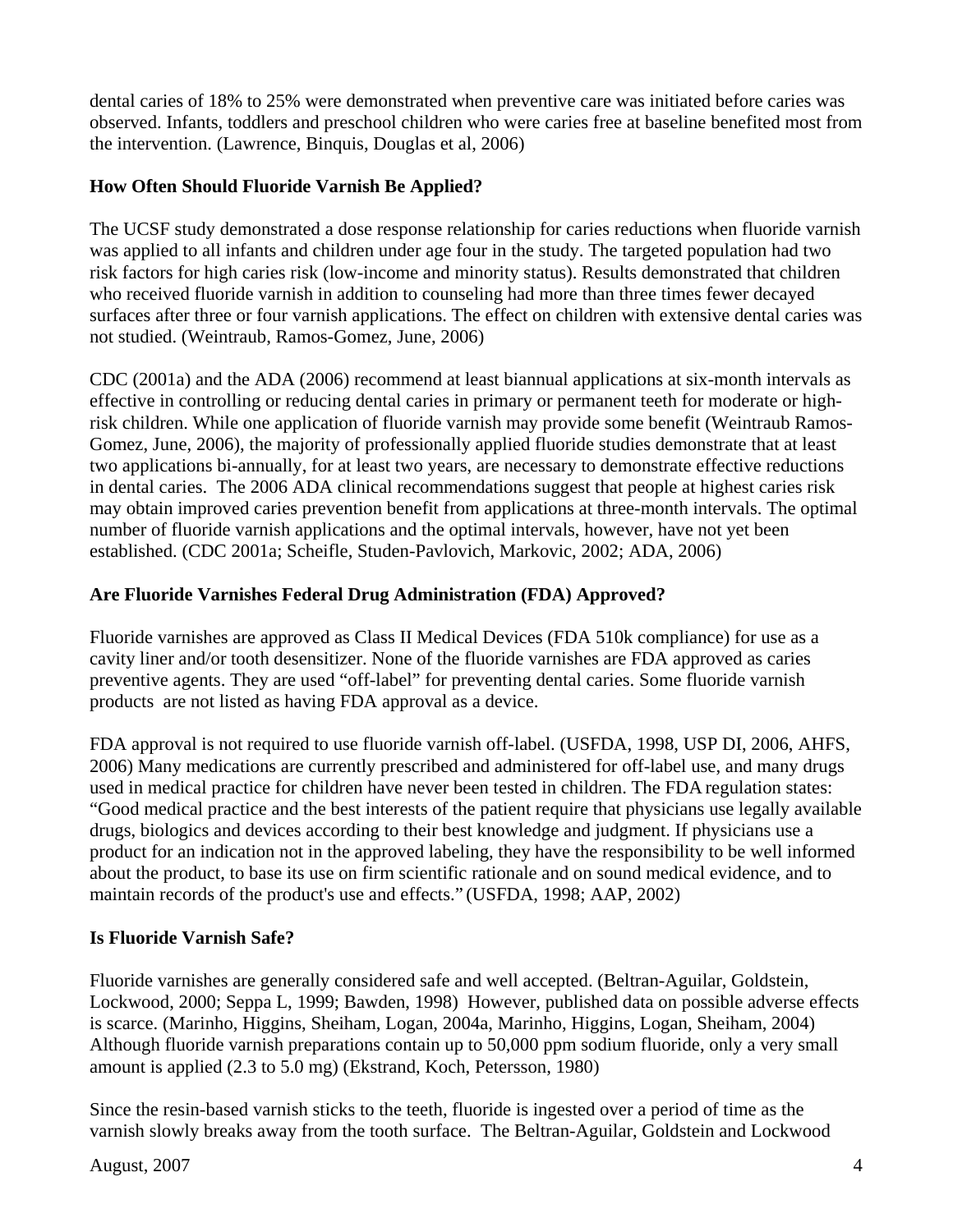dental caries of 18% to 25% were demonstrated when preventive care was initiated before caries was observed. Infants, toddlers and preschool children who were caries free at baseline benefited most from the intervention. (Lawrence, Binquis, Douglas et al, 2006)

**How Often Should Fluoride Varnish Be Applied?**

The UCSF study demonstrated a dose response relationship for caries reductions when fluoride varnish was applied to all infants and children under age four in the study. The targeted population had two risk factors for high caries risk (low-income and minority status). Results demonstrated that children who received fluoride varnish in addition to counseling had more than three times fewer decayed surfaces after three or four varnish applications. The effect on children with extensive dental caries was not studied. (Weintraub, Ramos-Gomez, June, 2006)

CDC (2001a) and the ADA (2006) recommend at least biannual applications at six-month intervals as effective in controlling or reducing dental caries in primary or permanent teeth for moderate or high-risk children. While one application of fluoride varnish may provide some benefit (Weintraub Ramos-Gomez, June, 2006), the majority of professionally applied fluoride studies demonstrate that at least two applications bi-annually, for at least two years, are necessary to demonstrate effective reductions in dental caries. The 2006 ADA clinical recommendations suggest that people at highest caries risk may obtain improved caries prevention benefit from applications at three-month intervals. The optimal number of fluoride varnish applications and the optimal intervals, however, have not yet been established. (CDC 2001a; Scheifle, Studen-Pavlovich, Markovic, 2002; ADA, 2006)

**Are Fluoride Varnishes Federal Drug Administration (FDA) Approved?**

Fluoride varnishes are approved as Class II Medical Devices (FDA 510k compliance) for use as a cavity liner and/or tooth desensitizer. None of the fluoride varnishes are FDA approved as caries preventive agents. They are used "off-label" for preventing dental caries. Some fluoride varnish products are not listed as having FDA approval as a device.

FDA approval is not required to use fluoride varnish off-label. (USFDA, 1998, USP DI, 2006, AHFS, 2006) Many medications are currently prescribed and administered for off-label use, and many drugs used in medical practice for children have never been tested in children. The FDA regulation states: "Good medical practice and the best interests of the patient require that physicians use legally available drugs, biologics and devices according to their best knowledge and judgment. If physicians use a product for an indication not in the approved labeling, they have the responsibility to be well informed about the product, to base its use on firm scientific rationale and on sound medical evidence, and to maintain records of the product's use and effects." (USFDA, 1998; AAP, 2002)

**Is Fluoride Varnish Safe?**

Fluoride varnishes are generally considered safe and well accepted. (Beltran-Aguilar, Goldstein, Lockwood, 2000; Seppa L, 1999; Bawden, 1998) However, published data on possible adverse effects is scarce. (Marinho, Higgins, Sheiham, Logan, 2004a, Marinho, Higgins, Logan, Sheiham, 2004) Although fluoride varnish preparations contain up to 50,000 ppm sodium fluoride, only a very small amount is applied (2.3 to 5.0 mg) (Ekstrand, Koch, Petersson, 1980)

Since the resin-based varnish sticks to the teeth, fluoride is ingested over a period of time as the varnish slowly breaks away from the tooth surface. The Beltran-Aguilar, Goldstein and Lockwood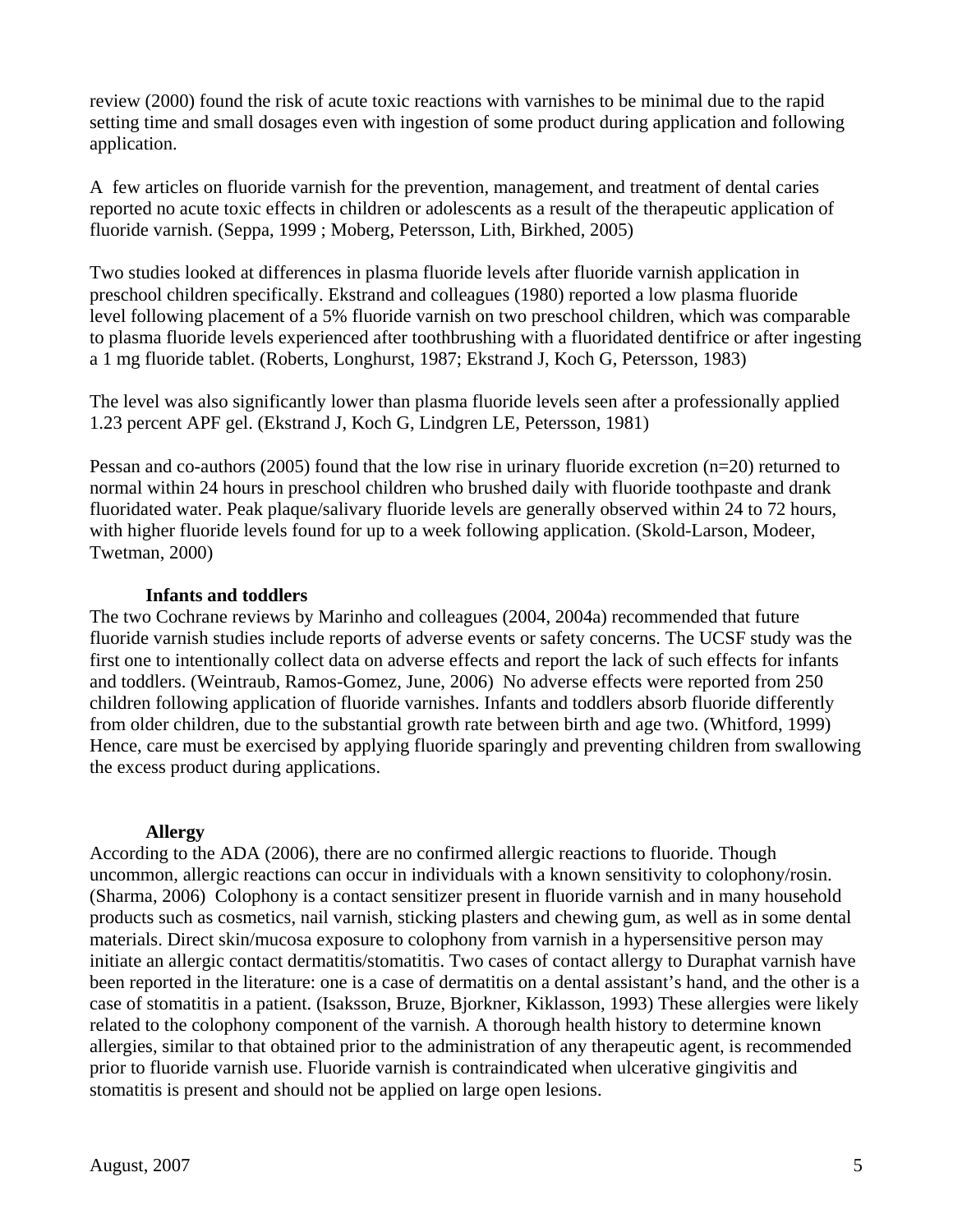review (2000) found the risk of acute toxic reactions with varnishes to be minimal due to the rapid setting time and small dosages even with ingestion of some product during application and following application.

A few articles on fluoride varnish for the prevention, management, and treatment of dental caries reported no acute toxic effects in children or adolescents as a result of the therapeutic application of fluoride varnish. (Seppa, 1999 ; Moberg, Petersson, Lith, Birkhed, 2005)

Two studies looked at differences in plasma fluoride levels after fluoride varnish application in preschool children specifically. Ekstrand and colleagues (1980) reported a low plasma fluoride level following placement of a 5% fluoride varnish on two preschool children, which was comparable to plasma fluoride levels experienced after toothbrushing with a fluoridated dentifrice or after ingesting a 1 mg fluoride tablet. (Roberts, Longhurst, 1987; Ekstrand J, Koch G, Petersson, 1983)

The level was also significantly lower than plasma fluoride levels seen after a professionally applied 1.23 percent APF gel. (Ekstrand J, Koch G, Lindgren LE, Petersson, 1981)

Pessan and co-authors (2005) found that the low rise in urinary fluoride excretion (n=20) returned to normal within 24 hours in preschool children who brushed daily with fluoride toothpaste and drank fluoridated water. Peak plaque/salivary fluoride levels are generally observed within 24 to 72 hours, with higher fluoride levels found for up to a week following application. (Skold-Larson, Modeer, Twetman, 2000)

**Infants and toddlers**

The two Cochrane reviews by Marinho and colleagues (2004, 2004a) recommended that future fluoride varnish studies include reports of adverse events or safety concerns. The UCSF study was the first one to intentionally collect data on adverse effects and report the lack of such effects for infants and toddlers. (Weintraub, Ramos-Gomez, June, 2006) No adverse effects were reported from 250 children following application of fluoride varnishes. Infants and toddlers absorb fluoride differently from older children, due to the substantial growth rate between birth and age two. (Whitford, 1999) Hence, care must be exercised by applying fluoride sparingly and preventing children from swallowing the excess product during applications.

**Allergy**

According to the ADA (2006), there are no confirmed allergic reactions to fluoride. Though uncommon, allergic reactions can occur in individuals with a known sensitivity to colophony/rosin. (Sharma, 2006) Colophony is a contact sensitizer present in fluoride varnish and in many household products such as cosmetics, nail varnish, sticking plasters and chewing gum, as well as in some dental materials. Direct skin/mucosa exposure to colophony from varnish in a hypersensitive person may initiate an allergic contact dermatitis/stomatitis. Two cases of contact allergy to Duraphat varnish have been reported in the literature: one is a case of dermatitis on a dental assistant's hand, and the other is a case of stomatitis in a patient. (Isaksson, Bruze, Bjorkner, Kiklasson, 1993) These allergies were likely related to the colophony component of the varnish. A thorough health history to determine known allergies, similar to that obtained prior to the administration of any therapeutic agent, is recommended prior to fluoride varnish use. Fluoride varnish is contraindicated when ulcerative gingivitis and stomatitis is present and should not be applied on large open lesions.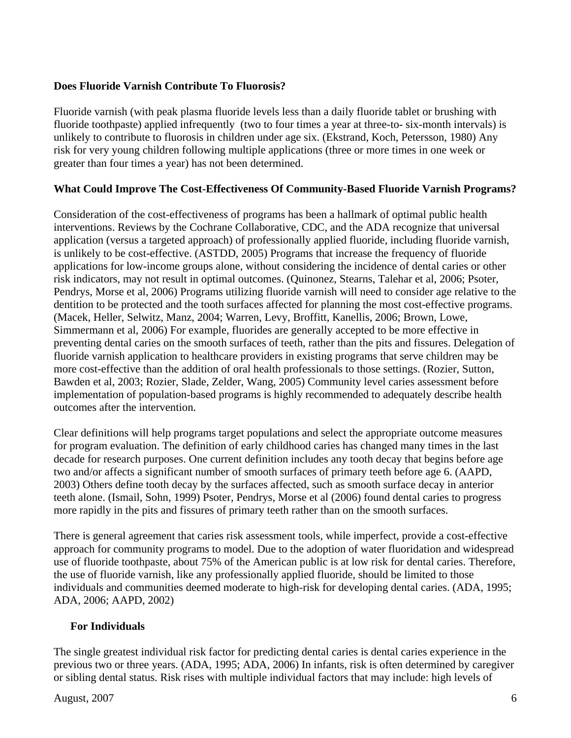**Does Fluoride Varnish Contribute To Fluorosis?**

Fluoride varnish (with peak plasma fluoride levels less than a daily fluoride tablet or brushing with fluoride toothpaste) applied infrequently (two to four times a year at three-to- six-month intervals) is unlikely to contribute to fluorosis in children under age six. (Ekstrand, Koch, Petersson, 1980) Any risk for very young children following multiple applications (three or more times in one week or greater than four times a year) has not been determined.

**What Could Improve The Cost-Effectiveness Of Community-Based Fluoride Varnish Programs?**

Consideration of the cost-effectiveness of programs has been a hallmark of optimal public health interventions. Reviews by the Cochrane Collaborative, CDC, and the ADA recognize that universal application (versus a targeted approach) of professionally applied fluoride, including fluoride varnish, is unlikely to be cost-effective. (ASTDD, 2005) Programs that increase the frequency of fluoride applications for low-income groups alone, without considering the incidence of dental caries or other risk indicators, may not result in optimal outcomes. (Quinonez, Stearns, Talehar et al, 2006; Psoter, Pendrys, Morse et al, 2006) Programs utilizing fluoride varnish will need to consider age relative to the dentition to be protected and the tooth surfaces affected for planning the most cost-effective programs. (Macek, Heller, Selwitz, Manz, 2004; Warren, Levy, Broffitt, Kanellis, 2006; Brown, Lowe, Simmermann et al, 2006) For example, fluorides are generally accepted to be more effective in preventing dental caries on the smooth surfaces of teeth, rather than the pits and fissures. Delegation of fluoride varnish application to healthcare providers in existing programs that serve children may be more cost-effective than the addition of oral health professionals to those settings. (Rozier, Sutton, Bawden et al, 2003; Rozier, Slade, Zelder, Wang, 2005) Community level caries assessment before implementation of population-based programs is highly recommended to adequately describe health outcomes after the intervention.

Clear definitions will help programs target populations and select the appropriate outcome measures for program evaluation. The definition of early childhood caries has changed many times in the last decade for research purposes. One current definition includes any tooth decay that begins before age two and/or affects a significant number of smooth surfaces of primary teeth before age 6. (AAPD, 2003) Others define tooth decay by the surfaces affected, such as smooth surface decay in anterior teeth alone. (Ismail, Sohn, 1999) Psoter, Pendrys, Morse et al (2006) found dental caries to progress more rapidly in the pits and fissures of primary teeth rather than on the smooth surfaces.

There is general agreement that caries risk assessment tools, while imperfect, provide a cost-effective approach for community programs to model. Due to the adoption of water fluoridation and widespread use of fluoride toothpaste, about 75% of the American public is at low risk for dental caries. Therefore, the use of fluoride varnish, like any professionally applied fluoride, should be limited to those individuals and communities deemed moderate to high-risk for developing dental caries. (ADA, 1995; ADA, 2006; AAPD, 2002)

**For Individuals**

The single greatest individual risk factor for predicting dental caries is dental caries experience in the previous two or three years. (ADA, 1995; ADA, 2006) In infants, risk is often determined by caregiver or sibling dental status. Risk rises with multiple individual factors that may include: high levels of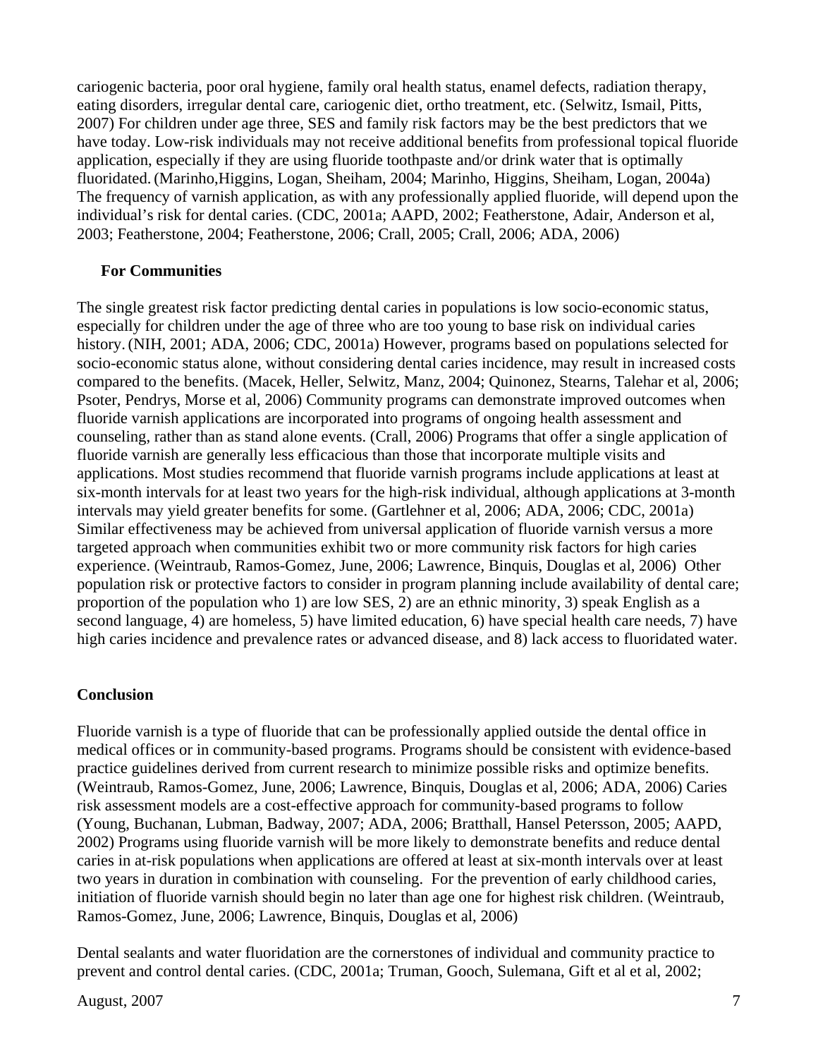cariogenic bacteria, poor oral hygiene, family oral health status, enamel defects, radiation therapy, eating disorders, irregular dental care, cariogenic diet, ortho treatment, etc. (Selwitz, Ismail, Pitts, 2007) For children under age three, SES and family risk factors may be the best predictors that we have today. Low-risk individuals may not receive additional benefits from professional topical fluoride application, especially if they are using fluoride toothpaste and/or drink water that is optimally fluoridated. (Marinho,Higgins, Logan, Sheiham, 2004; Marinho, Higgins, Sheiham, Logan, 2004a) The frequency of varnish application, as with any professionally applied fluoride, will depend upon the individual's risk for dental caries. (CDC, 2001a; AAPD, 2002; Featherstone, Adair, Anderson et al, 2003; Featherstone, 2004; Featherstone, 2006; Crall, 2005; Crall, 2006; ADA, 2006)

**For Communities**

The single greatest risk factor predicting dental caries in populations is low socio-economic status, especially for children under the age of three who are too young to base risk on individual caries history. (NIH, 2001; ADA, 2006; CDC, 2001a) However, programs based on populations selected for socio-economic status alone, without considering dental caries incidence, may result in increased costs compared to the benefits. (Macek, Heller, Selwitz, Manz, 2004; Quinonez, Stearns, Talehar et al, 2006; Psoter, Pendrys, Morse et al, 2006) Community programs can demonstrate improved outcomes when fluoride varnish applications are incorporated into programs of ongoing health assessment and counseling, rather than as stand alone events. (Crall, 2006) Programs that offer a single application of fluoride varnish are generally less efficacious than those that incorporate multiple visits and applications. Most studies recommend that fluoride varnish programs include applications at least at six-month intervals for at least two years for the high-risk individual, although applications at 3-month intervals may yield greater benefits for some. (Gartlehner et al, 2006; ADA, 2006; CDC, 2001a) Similar effectiveness may be achieved from universal application of fluoride varnish versus a more targeted approach when communities exhibit two or more community risk factors for high caries experience. (Weintraub, Ramos-Gomez, June, 2006; Lawrence, Binquis, Douglas et al, 2006) Other population risk or protective factors to consider in program planning include availability of dental care; proportion of the population who 1) are low SES, 2) are an ethnic minority, 3) speak English as a second language, 4) are homeless, 5) have limited education, 6) have special health care needs, 7) have high caries incidence and prevalence rates or advanced disease, and 8) lack access to fluoridated water.

**Conclusion**

Fluoride varnish is a type of fluoride that can be professionally applied outside the dental office in medical offices or in community-based programs. Programs should be consistent with evidence-based practice guidelines derived from current research to minimize possible risks and optimize benefits. (Weintraub, Ramos-Gomez, June, 2006; Lawrence, Binquis, Douglas et al, 2006; ADA, 2006) Caries risk assessment models are a cost-effective approach for community-based programs to follow (Young, Buchanan, Lubman, Badway, 2007; ADA, 2006; Bratthall, Hansel Petersson, 2005; AAPD, 2002) Programs using fluoride varnish will be more likely to demonstrate benefits and reduce dental caries in at-risk populations when applications are offered at least at six-month intervals over at least two years in duration in combination with counseling. For the prevention of early childhood caries, initiation of fluoride varnish should begin no later than age one for highest risk children. (Weintraub, Ramos-Gomez, June, 2006; Lawrence, Binquis, Douglas et al, 2006)

Dental sealants and water fluoridation are the cornerstones of individual and community practice to prevent and control dental caries. (CDC, 2001a; Truman, Gooch, Sulemana, Gift et al et al, 2002;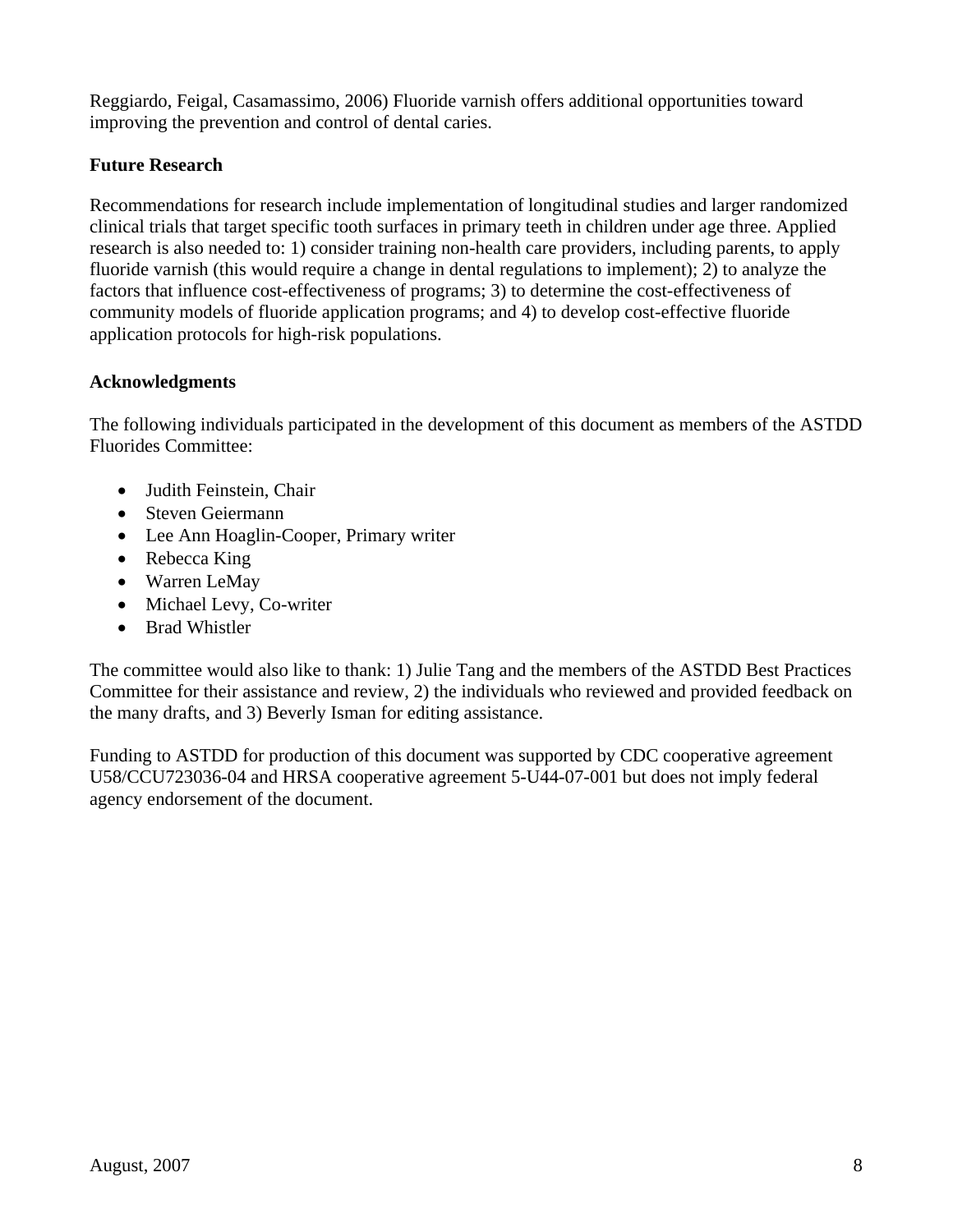Reggiardo, Feigal, Casamassimo, 2006) Fluoride varnish offers additional opportunities toward improving the prevention and control of dental caries.

**Future Research**

Recommendations for research include implementation of longitudinal studies and larger randomized clinical trials that target specific tooth surfaces in primary teeth in children under age three. Applied research is also needed to: 1) consider training non-health care providers, including parents, to apply fluoride varnish (this would require a change in dental regulations to implement); 2) to analyze the factors that influence cost-effectiveness of programs; 3) to determine the cost-effectiveness of community models of fluoride application programs; and 4) to develop cost-effective fluoride application protocols for high-risk populations.

**Acknowledgments**

The following individuals participated in the development of this document as members of the ASTDD Fluorides Committee:

- Judith Feinstein, Chair
- Steven Geiermann
- Lee Ann Hoaglin-Cooper, Primary writer
- Rebecca King
- Warren LeMay
- Michael Levy, Co-writer
- Brad Whistler

The committee would also like to thank: 1) Julie Tang and the members of the ASTDD Best Practices Committee for their assistance and review, 2) the individuals who reviewed and provided feedback on the many drafts, and 3) Beverly Isman for editing assistance.

Funding to ASTDD for production of this document was supported by CDC cooperative agreement U58/CCU723036-04 and HRSA cooperative agreement 5-U44-07-001 but does not imply federal agency endorsement of the document.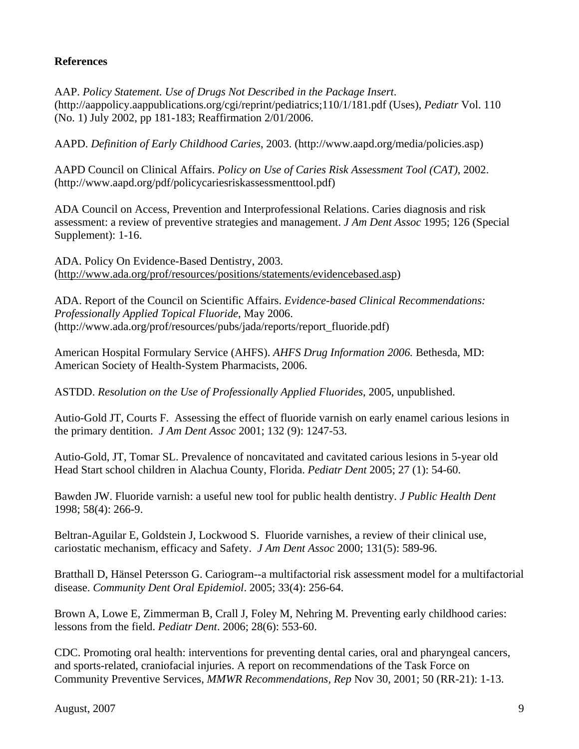**References**

AAP. *Policy Statement. Use of Drugs Not Described in the Package Insert*. (http://aappolicy.aappublications.org/cgi/reprint/pediatrics;110/1/181.pdf (Uses), *Pediatr* Vol. 110 (No. 1) July 2002, pp 181-183; Reaffirmation 2/01/2006.

AAPD. *Definition of Early Childhood Caries*, 2003. (http://www.aapd.org/media/policies.asp)

AAPD Council on Clinical Affairs. *Policy on Use of Caries Risk Assessment Tool (CAT)*, 2002. (http://www.aapd.org/pdf/policycariesriskassessmenttool.pdf)

ADA Council on Access, Prevention and Interprofessional Relations. Caries diagnosis and risk assessment: a review of preventive strategies and management. *J Am Dent Assoc* 1995; 126 (Special Supplement): 1-16.

ADA. Policy On Evidence-Based Dentistry, 2003. (http://www.ada.org/prof/resources/positions/statements/evidencebased.asp)

ADA. Report of the Council on Scientific Affairs. *Evidence-based Clinical Recommendations: Professionally Applied Topical Fluoride*, May 2006. (http://www.ada.org/prof/resources/pubs/jada/reports/report_fluoride.pdf)

American Hospital Formulary Service (AHFS). *AHFS Drug Information 2006.* Bethesda, MD: American Society of Health-System Pharmacists, 2006.

ASTDD. *Resolution on the Use of Professionally Applied Fluorides*, 2005, unpublished.

Autio-Gold JT, Courts F. Assessing the effect of fluoride varnish on early enamel carious lesions in the primary dentition. *J Am Dent Assoc* 2001; 132 (9): 1247-53.

Autio-Gold, JT, Tomar SL. Prevalence of noncavitated and cavitated carious lesions in 5-year old Head Start school children in Alachua County, Florida. *Pediatr Dent* 2005; 27 (1): 54-60.

Bawden JW. Fluoride varnish: a useful new tool for public health dentistry. *J Public Health Dent* 1998; 58(4): 266-9.

Beltran-Aguilar E, Goldstein J, Lockwood S. Fluoride varnishes, a review of their clinical use, cariostatic mechanism, efficacy and Safety. *J Am Dent Assoc* 2000; 131(5): 589-96.

Bratthall D, Hänsel Petersson G. Cariogram--a multifactorial risk assessment model for a multifactorial disease. *Community Dent Oral Epidemiol*. 2005; 33(4): 256-64.

Brown A, Lowe E, Zimmerman B, Crall J, Foley M, Nehring M. Preventing early childhood caries: lessons from the field. *Pediatr Dent*. 2006; 28(6): 553-60.

CDC. Promoting oral health: interventions for preventing dental caries, oral and pharyngeal cancers, and sports-related, craniofacial injuries. A report on recommendations of the Task Force on Community Preventive Services, *MMWR Recommendations, Rep* Nov 30, 2001; 50 (RR-21): 1-13.

August, 2007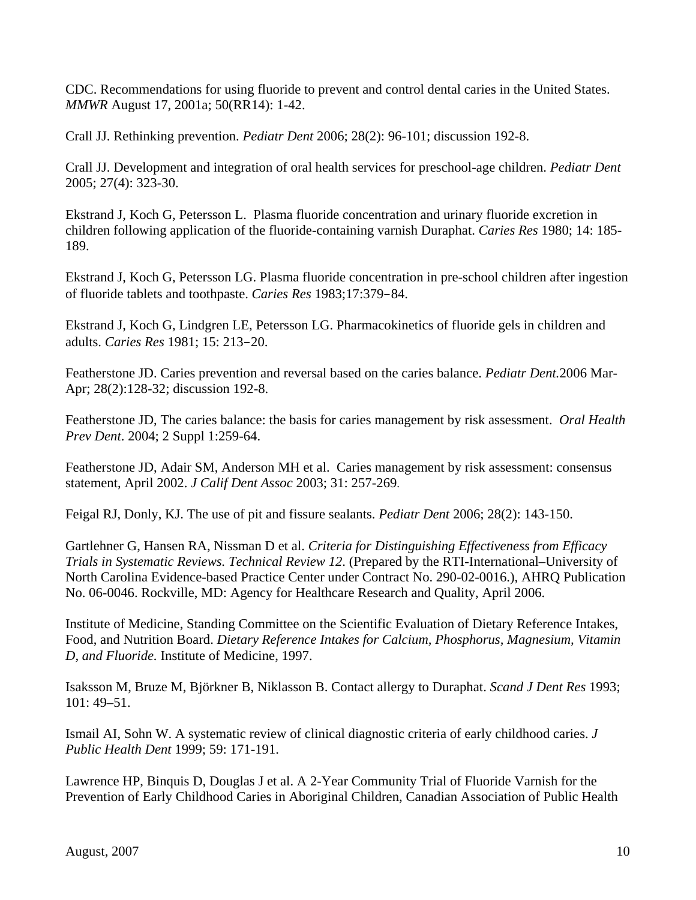CDC. Recommendations for using fluoride to prevent and control dental caries in the United States. *MMWR* August 17, 2001a; 50(RR14): 1-42.

Crall JJ. Rethinking prevention. *Pediatr Dent* 2006; 28(2): 96-101; discussion 192-8.

Crall JJ. Development and integration of oral health services for preschool-age children. *Pediatr Dent* 2005; 27(4): 323-30.

Ekstrand J, Koch G, Petersson L. Plasma fluoride concentration and urinary fluoride excretion in children following application of the fluoride-containing varnish Duraphat. *Caries Res* 1980; 14: 185-189.

Ekstrand J, Koch G, Petersson LG. Plasma fluoride concentration in pre-school children after ingestion of fluoride tablets and toothpaste. *Caries Res* 1983;17:379–84.

Ekstrand J, Koch G, Lindgren LE, Petersson LG. Pharmacokinetics of fluoride gels in children and adults. *Caries Res* 1981; 15: 213–20.

Featherstone JD. Caries prevention and reversal based on the caries balance. *Pediatr Dent.*2006 Mar-Apr; 28(2):128-32; discussion 192-8.

Featherstone JD, The caries balance: the basis for caries management by risk assessment. *Oral Health Prev Dent*. 2004; 2 Suppl 1:259-64.

Featherstone JD, Adair SM, Anderson MH et al. Caries management by risk assessment: consensus statement, April 2002. *J Calif Dent Assoc* 2003; 31: 257-269.

Feigal RJ, Donly, KJ. The use of pit and fissure sealants. *Pediatr Dent* 2006; 28(2): 143-150.

Gartlehner G, Hansen RA, Nissman D et al. *Criteria for Distinguishing Effectiveness from Efficacy Trials in Systematic Reviews. Technical Review 12.* (Prepared by the RTI-International–University of North Carolina Evidence-based Practice Center under Contract No. 290-02-0016.), AHRQ Publication No. 06-0046. Rockville, MD: Agency for Healthcare Research and Quality, April 2006.

Institute of Medicine, Standing Committee on the Scientific Evaluation of Dietary Reference Intakes, Food, and Nutrition Board. *Dietary Reference Intakes for Calcium, Phosphorus, Magnesium, Vitamin D, and Fluoride.* Institute of Medicine, 1997.

Isaksson M, Bruze M, Björkner B, Niklasson B. Contact allergy to Duraphat. *Scand J Dent Res* 1993; 101: 49–51.

Ismail AI, Sohn W. A systematic review of clinical diagnostic criteria of early childhood caries. *J Public Health Dent* 1999; 59: 171-191.

Lawrence HP, Binquis D, Douglas J et al. A 2-Year Community Trial of Fluoride Varnish for the Prevention of Early Childhood Caries in Aboriginal Children, Canadian Association of Public Health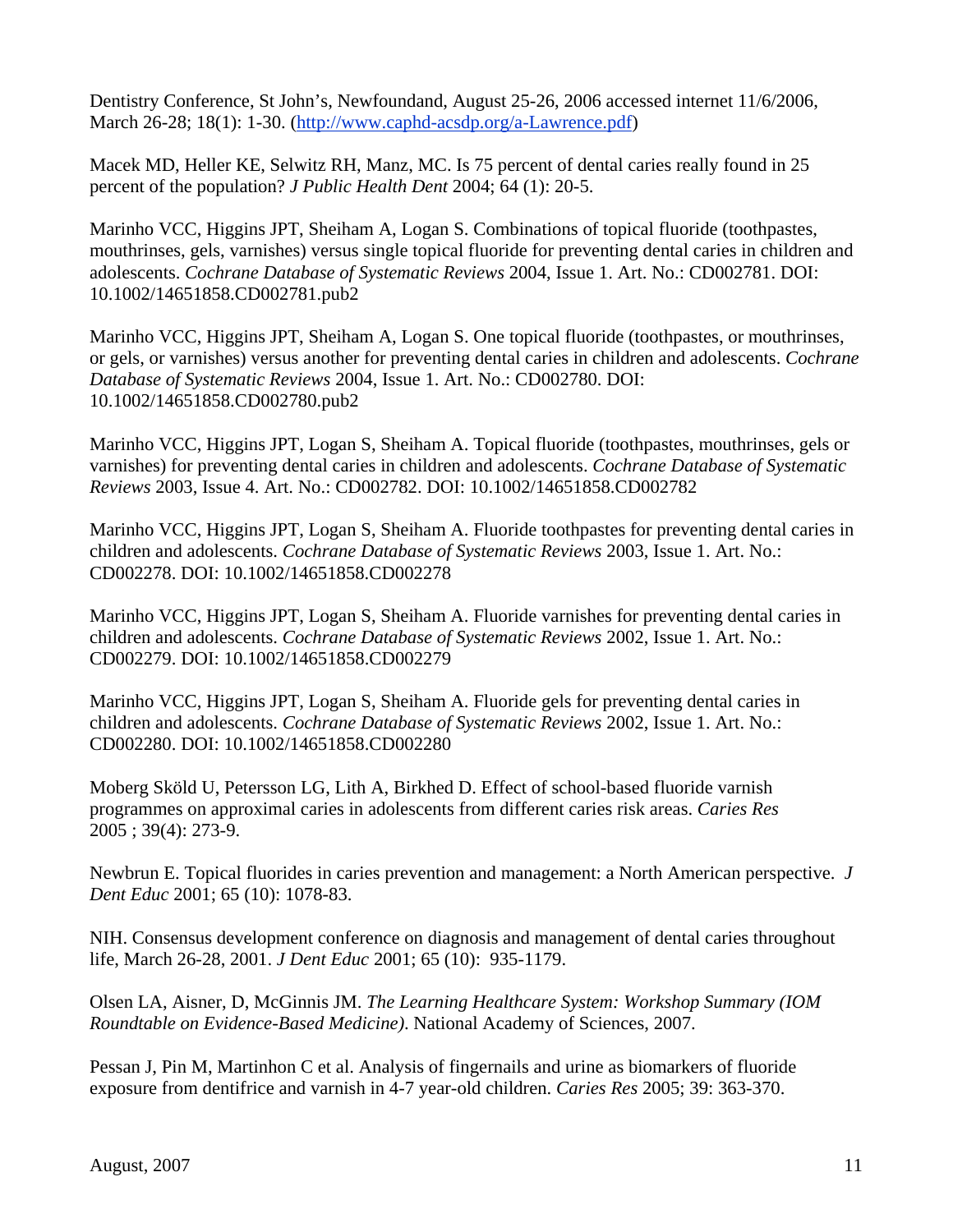Dentistry Conference, St John's, Newfoundand, August 25-26, 2006 accessed internet 11/6/2006, March 26-28; 18(1): 1-30. (http://www.caphd-acsdp.org/a-Lawrence.pdf)

Macek MD, Heller KE, Selwitz RH, Manz, MC. Is 75 percent of dental caries really found in 25 percent of the population? *J Public Health Dent* 2004; 64 (1): 20-5.

Marinho VCC, Higgins JPT, Sheiham A, Logan S. Combinations of topical fluoride (toothpastes, mouthrinses, gels, varnishes) versus single topical fluoride for preventing dental caries in children and adolescents. *Cochrane Database of Systematic Reviews* 2004, Issue 1. Art. No.: CD002781. DOI: 10.1002/14651858.CD002781.pub2

Marinho VCC, Higgins JPT, Sheiham A, Logan S. One topical fluoride (toothpastes, or mouthrinses, or gels, or varnishes) versus another for preventing dental caries in children and adolescents. *Cochrane Database of Systematic Reviews* 2004, Issue 1. Art. No.: CD002780. DOI: 10.1002/14651858.CD002780.pub2

Marinho VCC, Higgins JPT, Logan S, Sheiham A. Topical fluoride (toothpastes, mouthrinses, gels or varnishes) for preventing dental caries in children and adolescents. *Cochrane Database of Systematic Reviews* 2003, Issue 4. Art. No.: CD002782. DOI: 10.1002/14651858.CD002782

Marinho VCC, Higgins JPT, Logan S, Sheiham A. Fluoride toothpastes for preventing dental caries in children and adolescents. *Cochrane Database of Systematic Reviews* 2003, Issue 1. Art. No.: CD002278. DOI: 10.1002/14651858.CD002278

Marinho VCC, Higgins JPT, Logan S, Sheiham A. Fluoride varnishes for preventing dental caries in children and adolescents. *Cochrane Database of Systematic Reviews* 2002, Issue 1. Art. No.: CD002279. DOI: 10.1002/14651858.CD002279

Marinho VCC, Higgins JPT, Logan S, Sheiham A. Fluoride gels for preventing dental caries in children and adolescents. *Cochrane Database of Systematic Reviews* 2002, Issue 1. Art. No.: CD002280. DOI: 10.1002/14651858.CD002280

Moberg Sköld U, Petersson LG, Lith A, Birkhed D. Effect of school-based fluoride varnish programmes on approximal caries in adolescents from different caries risk areas. *Caries Res* 2005 ; 39(4): 273-9.

Newbrun E. Topical fluorides in caries prevention and management: a North American perspective. *J Dent Educ* 2001; 65 (10): 1078-83.

NIH. Consensus development conference on diagnosis and management of dental caries throughout life, March 26-28, 2001. *J Dent Educ* 2001; 65 (10): 935-1179.

Olsen LA, Aisner, D, McGinnis JM. *The Learning Healthcare System: Workshop Summary (IOM Roundtable on Evidence-Based Medicine).* National Academy of Sciences, 2007.

Pessan J, Pin M, Martinhon C et al. Analysis of fingernails and urine as biomarkers of fluoride exposure from dentifrice and varnish in 4-7 year-old children. *Caries Res* 2005; 39: 363-370.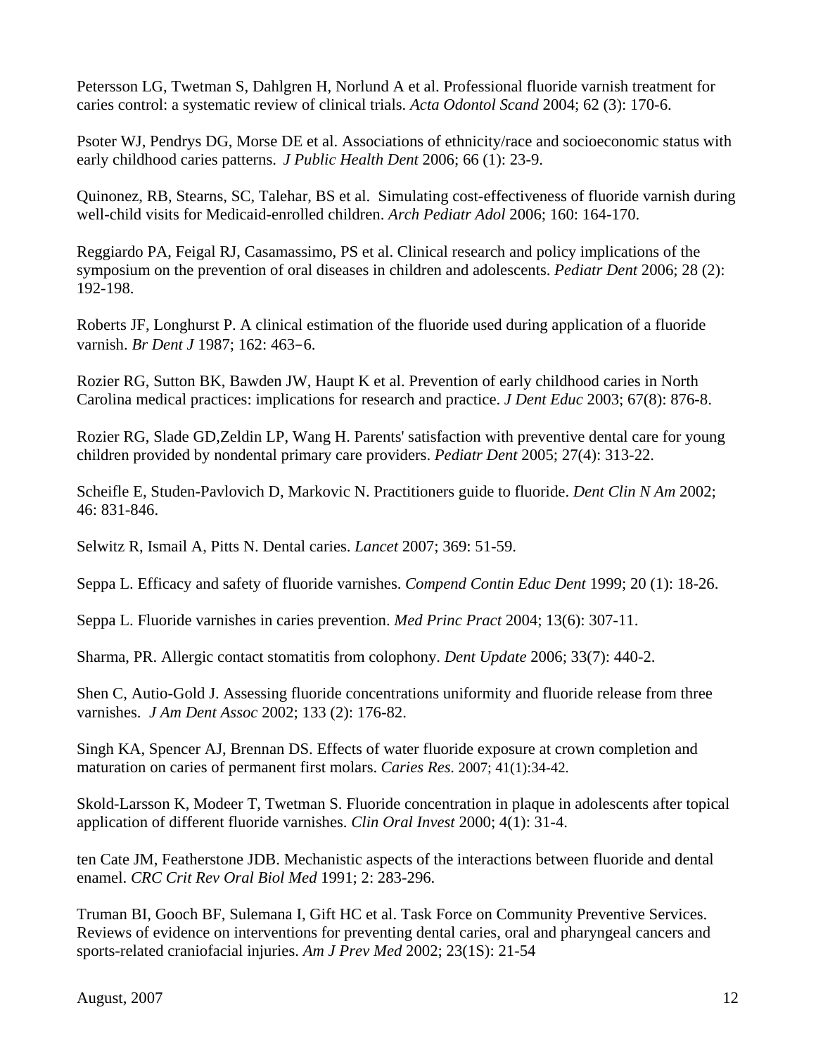Petersson LG, Twetman S, Dahlgren H, Norlund A et al. Professional fluoride varnish treatment for caries control: a systematic review of clinical trials. *Acta Odontol Scand* 2004; 62 (3): 170-6.

Psoter WJ, Pendrys DG, Morse DE et al. Associations of ethnicity/race and socioeconomic status with early childhood caries patterns. *J Public Health Dent* 2006; 66 (1): 23-9.

Quinonez, RB, Stearns, SC, Talehar, BS et al. Simulating cost-effectiveness of fluoride varnish during well-child visits for Medicaid-enrolled children. *Arch Pediatr Adol* 2006; 160: 164-170.

Reggiardo PA, Feigal RJ, Casamassimo, PS et al. Clinical research and policy implications of the symposium on the prevention of oral diseases in children and adolescents. *Pediatr Dent* 2006; 28 (2): 192-198.

Roberts JF, Longhurst P. A clinical estimation of the fluoride used during application of a fluoride varnish. *Br Dent J* 1987; 162: 463–6.

Rozier RG, Sutton BK, Bawden JW, Haupt K et al. Prevention of early childhood caries in North Carolina medical practices: implications for research and practice. *J Dent Educ* 2003; 67(8): 876-8.

Rozier RG, Slade GD,Zeldin LP, Wang H. Parents' satisfaction with preventive dental care for young children provided by nondental primary care providers. *Pediatr Dent* 2005; 27(4): 313-22.

Scheifle E, Studen-Pavlovich D, Markovic N. Practitioners guide to fluoride. *Dent Clin N Am* 2002; 46: 831-846.

Selwitz R, Ismail A, Pitts N. Dental caries. *Lancet* 2007; 369: 51-59.

Seppa L. Efficacy and safety of fluoride varnishes. *Compend Contin Educ Dent* 1999; 20 (1): 18-26.

Seppa L. Fluoride varnishes in caries prevention. *Med Princ Pract* 2004; 13(6): 307-11.

Sharma, PR. Allergic contact stomatitis from colophony. *Dent Update* 2006; 33(7): 440-2.

Shen C, Autio-Gold J. Assessing fluoride concentrations uniformity and fluoride release from three varnishes. *J Am Dent Assoc* 2002; 133 (2): 176-82.

Singh KA, Spencer AJ, Brennan DS. Effects of water fluoride exposure at crown completion and maturation on caries of permanent first molars. *Caries Res.* 2007; 41(1):34-42.

Skold-Larsson K, Modeer T, Twetman S. Fluoride concentration in plaque in adolescents after topical application of different fluoride varnishes. *Clin Oral Invest* 2000; 4(1): 31-4.

ten Cate JM, Featherstone JDB. Mechanistic aspects of the interactions between fluoride and dental enamel. *CRC Crit Rev Oral Biol Med* 1991; 2: 283-296.

Truman BI, Gooch BF, Sulemana I, Gift HC et al. Task Force on Community Preventive Services. Reviews of evidence on interventions for preventing dental caries, oral and pharyngeal cancers and sports-related craniofacial injuries. *Am J Prev Med* 2002; 23(1S): 21-54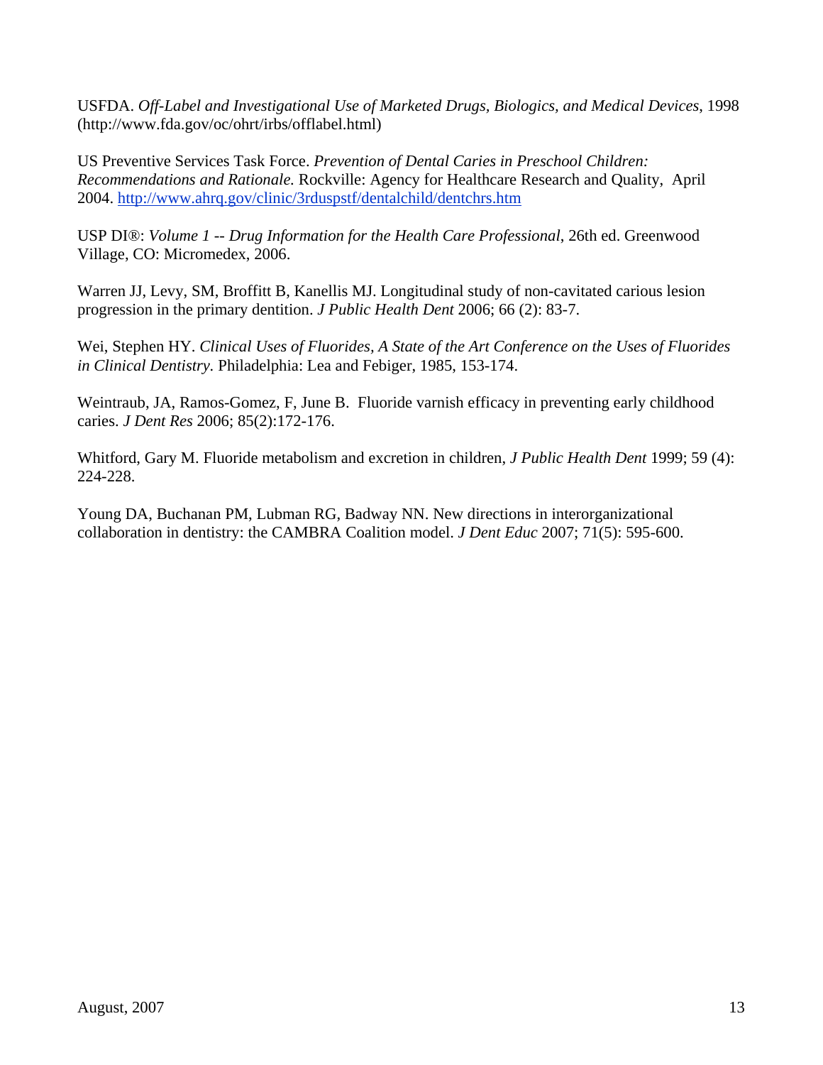USFDA. *Off-Label and Investigational Use of Marketed Drugs, Biologics, and Medical Devices*, 1998 (http://www.fda.gov/oc/ohrt/irbs/offlabel.html)

US Preventive Services Task Force. *Prevention of Dental Caries in Preschool Children: Recommendations and Rationale.* Rockville: Agency for Healthcare Research and Quality, April 2004. http://www.ahrq.gov/clinic/3rduspstf/dentalchild/dentchrs.htm

USP DI®: *Volume 1 -- Drug Information for the Health Care Professional*, 26th ed. Greenwood Village, CO: Micromedex, 2006.

Warren JJ, Levy, SM, Broffitt B, Kanellis MJ. Longitudinal study of non-cavitated carious lesion progression in the primary dentition. *J Public Health Dent* 2006; 66 (2): 83-7.

Wei, Stephen HY. *Clinical Uses of Fluorides, A State of the Art Conference on the Uses of Fluorides in Clinical Dentistry.* Philadelphia: Lea and Febiger, 1985, 153-174.

Weintraub, JA, Ramos-Gomez, F, June B. Fluoride varnish efficacy in preventing early childhood caries. *J Dent Res* 2006; 85(2):172-176.

Whitford, Gary M. Fluoride metabolism and excretion in children, *J Public Health Dent* 1999; 59 (4): 224-228.

Young DA, Buchanan PM, Lubman RG, Badway NN. New directions in interorganizational collaboration in dentistry: the CAMBRA Coalition model. *J Dent Educ* 2007; 71(5): 595-600.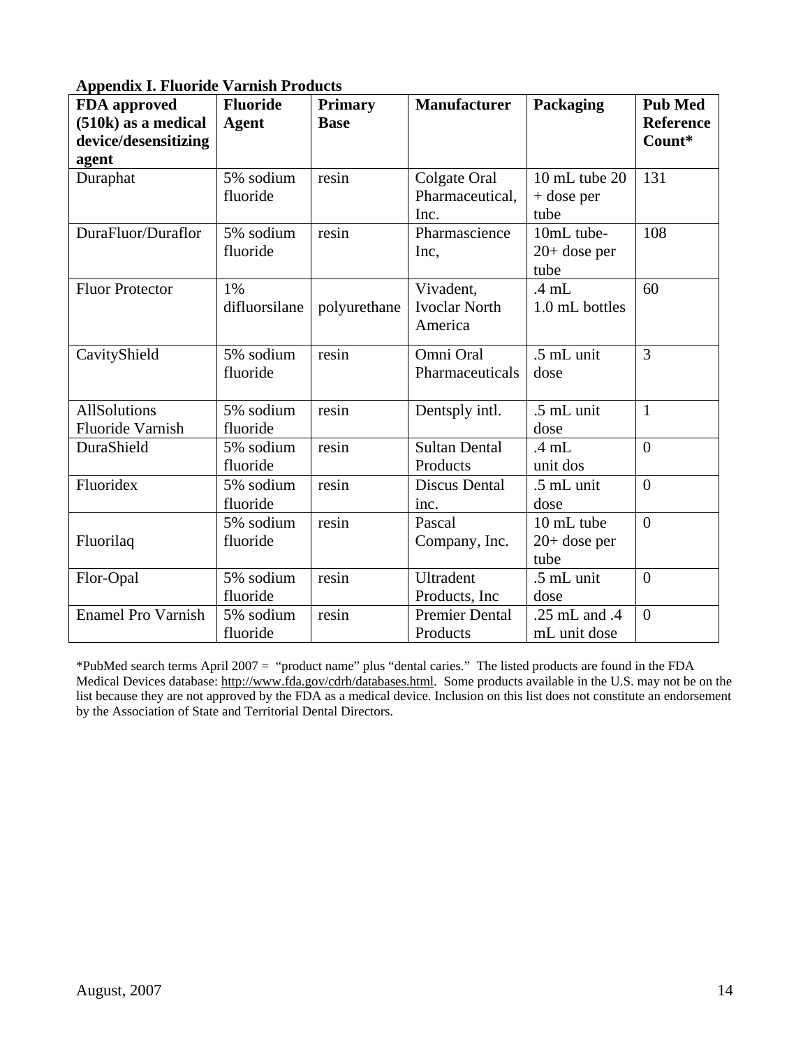**Appendix I. Fluoride Varnish Products**

| FDA approved (510k) as a medical device/desensitizing agent | Fluoride Agent | Primary Base | Manufacturer | Packaging | Pub Med Reference Count* |
|---|---|---|---|---|---|
| Duraphat | 5% sodium fluoride | resin | Colgate Oral Pharmaceutical, Inc. | 10 mL tube 20 + dose per tube | 131 |
| DuraFluor/Duraflor | 5% sodium fluoride | resin | Pharmascience Inc, | 10mL tube- 20+ dose per tube | 108 |
| Fluor Protector | 1% difluorsilane | polyurethane | Vivadent, Ivoclar North America | .4 mL 1.0 mL bottles | 60 |
| CavityShield | 5% sodium fluoride | resin | Omni Oral Pharmaceuticals | .5 mL unit dose | 3 |
| AllSolutions Fluoride Varnish | 5% sodium fluoride | resin | Dentsply intl. | .5 mL unit dose | 1 |
| DuraShield | 5% sodium fluoride | resin | Sultan Dental Products | .4 mL unit dos | 0 |
| Fluoridex | 5% sodium fluoride | resin | Discus Dental inc. | .5 mL unit dose | 0 |
| Fluorilaq | 5% sodium fluoride | resin | Pascal Company, Inc. | 10 mL tube 20+ dose per tube | 0 |
| Flor-Opal | 5% sodium fluoride | resin | Ultradent Products, Inc | .5 mL unit dose | 0 |
| Enamel Pro Varnish | 5% sodium fluoride | resin | Premier Dental Products | .25 mL and .4 mL unit dose | 0 |

*PubMed search terms April 2007 = "product name" plus "dental caries." The listed products are found in the FDA Medical Devices database: http://www.fda.gov/cdrh/databases.html. Some products available in the U.S. may not be on the list because they are not approved by the FDA as a medical device. Inclusion on this list does not constitute an endorsement by the Association of State and Territorial Dental Directors.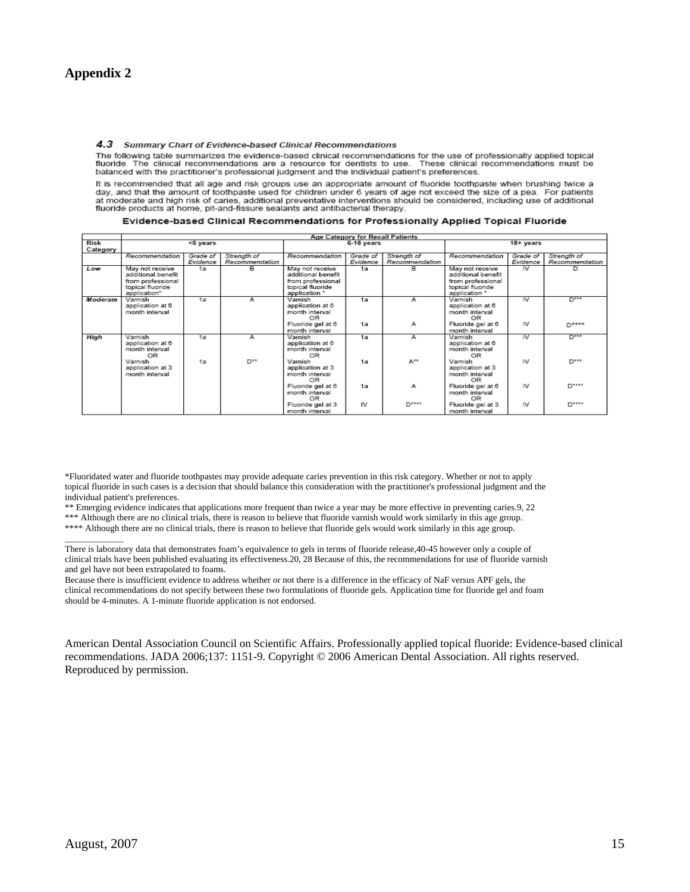# Appendix 2

## 4.3 *Summary Chart of Evidence-based Clinical Recommendations*

The following table summarizes the evidence-based clinical recommendations for the use of professionally applied topical fluoride. The clinical recommendations are a resource for dentists to use. These clinical recommendations must be balanced with the practitioner's professional judgment and the individual patient's preferences.

It is recommended that all age and risk groups use an appropriate amount of fluoride toothpaste when brushing twice a day, and that the amount of toothpaste used for children under 6 years of age not exceed the size of a pea. For patients at moderate and high risk of caries, additional preventative interventions should be considered, including use of additional fluoride products at home, pit-and-fissure sealants and antibacterial therapy.

**Evidence-based Clinical Recommendations for Professionally Applied Topical Fluoride**

| | Age Category for Recall Patients | | | | | | | | |
|---|---|---|---|---|---|---|---|---|---|
| **Risk Category** | <6 years | | | 6-18 years | | | 18+ years | | |
| | *Recommendation* | *Grade of Evidence* | *Strength of Recommendation* | *Recommendation* | *Grade of Evidence* | *Strength of Recommendation* | *Recommendation* | *Grade of Evidence* | *Strength of Recommendation* |
| ***Low*** | May not receive additional benefit from professional topical fluoride application* | 1a | B | May not receive additional benefit from professional topical fluoride application * | 1a | B | May not receive additional benefit from professional topical fluoride application * | IV | D |
| ***Moderate*** | Varnish application at 6 month interval | 1a | A | Varnish application at 6 month interval OR | 1a | A | Varnish application at 6 month interval OR | IV | D*** |
| | | | | Fluoride gel at 6 month interval | 1a | A | Fluoride gel at 6 month interval | IV | D**** |
| ***High*** | Varnish application at 6 month interval OR | 1a | A | Varnish application at 6 month interval OR | 1a | A | Varnish application at 6 month interval OR | IV | D*** |
| | Varnish application at 3 month interval | 1a | D** | Varnish application at 3 month interval OR | 1a | A** | Varnish application at 3 month interval OR | IV | D*** |
| | | | | Fluoride gel at 6 month interval OR | 1a | A | Fluoride gel at 6 month interval OR | IV | D**** |
| | | | | Fluoride gel at 3 month interval | IV | D**** | Fluoride gel at 3 month interval | IV | D**** |

*Fluoridated water and fluoride toothpastes may provide adequate caries prevention in this risk category. Whether or not to apply topical fluoride in such cases is a decision that should balance this consideration with the practitioner's professional judgment and the individual patient's preferences.

** Emerging evidence indicates that applications more frequent than twice a year may be more effective in preventing caries.9, 22

*** Although there are no clinical trials, there is reason to believe that fluoride varnish would work similarly in this age group.

**** Although there are no clinical trials, there is reason to believe that fluoride gels would work similarly in this age group.

---

There is laboratory data that demonstrates foam's equivalence to gels in terms of fluoride release,40-45 however only a couple of clinical trials have been published evaluating its effectiveness.20, 28 Because of this, the recommendations for use of fluoride varnish and gel have not been extrapolated to foams.

Because there is insufficient evidence to address whether or not there is a difference in the efficacy of NaF versus APF gels, the clinical recommendations do not specify between these two formulations of fluoride gels. Application time for fluoride gel and foam should be 4-minutes. A 1-minute fluoride application is not endorsed.

American Dental Association Council on Scientific Affairs. Professionally applied topical fluoride: Evidence-based clinical recommendations. JADA 2006;137: 1151-9. Copyright © 2006 American Dental Association. All rights reserved. Reproduced by permission.

August, 2007